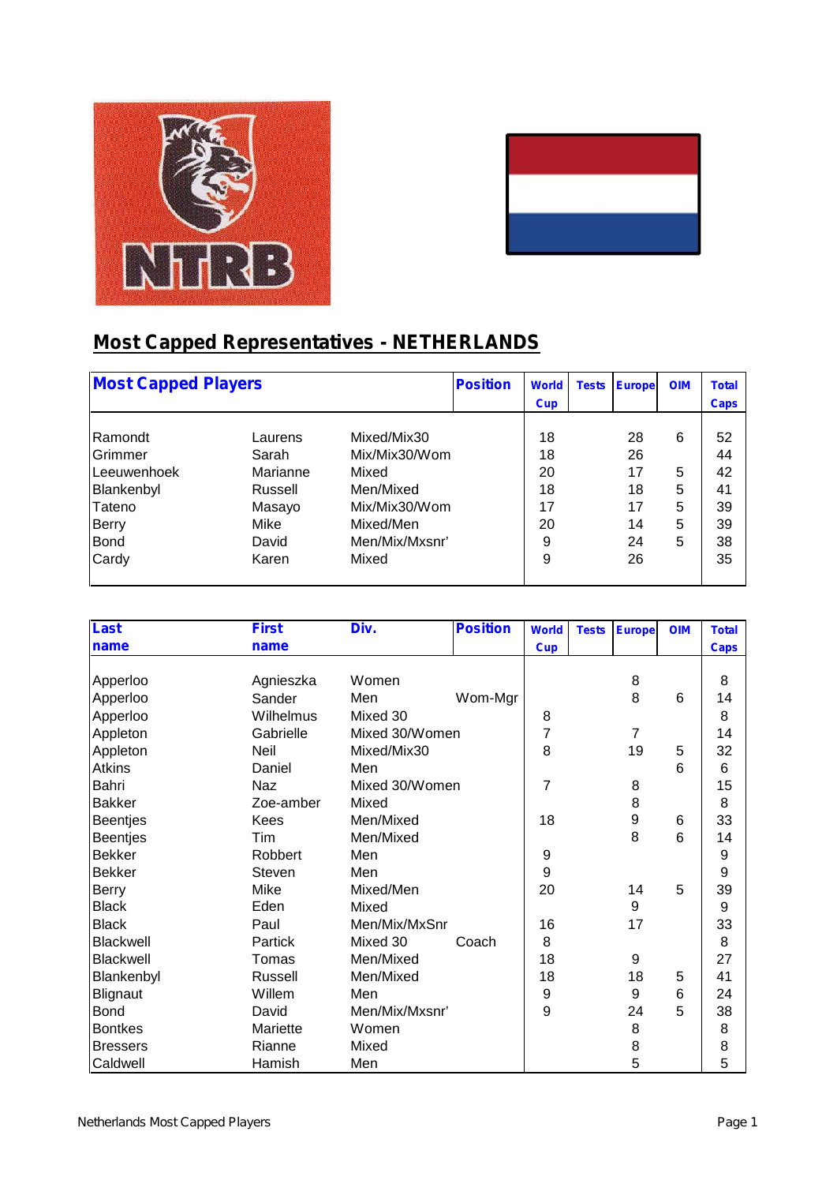## Most Capped Representatives - NETHERLANDS

| Most Capped Players | | | Position | World Cup | Tests | Europe | OIM | Total Caps |
|---|---|---|---|---|---|---|---|---|
| Ramondt | Laurens | Mixed/Mix30 | | 18 | | 28 | 6 | 52 |
| Grimmer | Sarah | Mix/Mix30/Wom | | 18 | | 26 | | 44 |
| Leeuwenhoek | Marianne | Mixed | | 20 | | 17 | 5 | 42 |
| Blankenbyl | Russell | Men/Mixed | | 18 | | 18 | 5 | 41 |
| Tateno | Masayo | Mix/Mix30/Wom | | 17 | | 17 | 5 | 39 |
| Berry | Mike | Mixed/Men | | 20 | | 14 | 5 | 39 |
| Bond | David | Men/Mix/Mxsnr' | | 9 | | 24 | 5 | 38 |
| Cardy | Karen | Mixed | | 9 | | 26 | | 35 |

| Last name | First name | Div. | Position | World Cup | Tests | Europe | OIM | Total Caps |
|---|---|---|---|---|---|---|---|---|
| Apperloo | Agnieszka | Women | | | | 8 | | 8 |
| Apperloo | Sander | Men | Wom-Mgr | | | 8 | 6 | 14 |
| Apperloo | Wilhelmus | Mixed 30 | | 8 | | | | 8 |
| Appleton | Gabrielle | Mixed 30/Women | | 7 | | 7 | | 14 |
| Appleton | Neil | Mixed/Mix30 | | 8 | | 19 | 5 | 32 |
| Atkins | Daniel | Men | | | | | 6 | 6 |
| Bahri | Naz | Mixed 30/Women | | 7 | | 8 | | 15 |
| Bakker | Zoe-amber | Mixed | | | | 8 | | 8 |
| Beentjes | Kees | Men/Mixed | | 18 | | 9 | 6 | 33 |
| Beentjes | Tim | Men/Mixed | | | | 8 | 6 | 14 |
| Bekker | Robbert | Men | | 9 | | | | 9 |
| Bekker | Steven | Men | | 9 | | | | 9 |
| Berry | Mike | Mixed/Men | | 20 | | 14 | 5 | 39 |
| Black | Eden | Mixed | | | | 9 | | 9 |
| Black | Paul | Men/Mix/MxSnr | | 16 | | 17 | | 33 |
| Blackwell | Partick | Mixed 30 | Coach | 8 | | | | 8 |
| Blackwell | Tomas | Men/Mixed | | 18 | | 9 | | 27 |
| Blankenbyl | Russell | Men/Mixed | | 18 | | 18 | 5 | 41 |
| Blignaut | Willem | Men | | 9 | | 9 | 6 | 24 |
| Bond | David | Men/Mix/Mxsnr' | | 9 | | 24 | 5 | 38 |
| Bontkes | Mariette | Women | | | | 8 | | 8 |
| Bressers | Rianne | Mixed | | | | 8 | | 8 |
| Caldwell | Hamish | Men | | | | 5 | | 5 |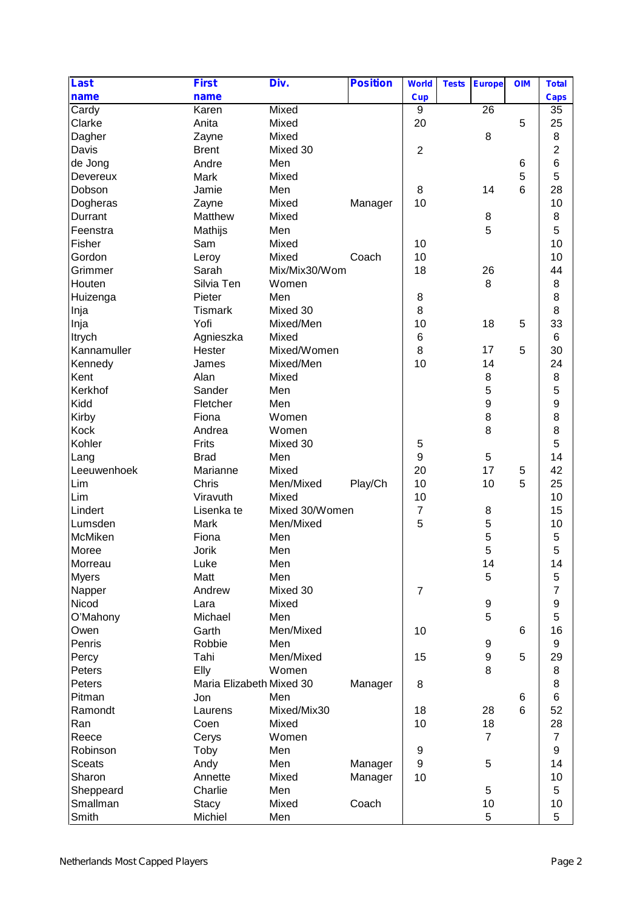| Last name | First name | Div. | Position | World Cup | Tests | Europe | OIM | Total Caps |
|---|---|---|---|---|---|---|---|---|
| Cardy | Karen | Mixed | | 9 | | 26 | | 35 |
| Clarke | Anita | Mixed | | 20 | | | 5 | 25 |
| Dagher | Zayne | Mixed | | | | 8 | | 8 |
| Davis | Brent | Mixed 30 | | 2 | | | | 2 |
| de Jong | Andre | Men | | | | | 6 | 6 |
| Devereux | Mark | Mixed | | | | | 5 | 5 |
| Dobson | Jamie | Men | | 8 | | 14 | 6 | 28 |
| Dogheras | Zayne | Mixed | Manager | 10 | | | | 10 |
| Durrant | Matthew | Mixed | | | | 8 | | 8 |
| Feenstra | Mathijs | Men | | | | 5 | | 5 |
| Fisher | Sam | Mixed | | 10 | | | | 10 |
| Gordon | Leroy | Mixed | Coach | 10 | | | | 10 |
| Grimmer | Sarah | Mix/Mix30/Wom | | 18 | | 26 | | 44 |
| Houten | Silvia Ten | Women | | | | 8 | | 8 |
| Huizenga | Pieter | Men | | 8 | | | | 8 |
| Inja | Tismark | Mixed 30 | | 8 | | | | 8 |
| Inja | Yofi | Mixed/Men | | 10 | | 18 | 5 | 33 |
| Itrych | Agnieszka | Mixed | | 6 | | | | 6 |
| Kannamuller | Hester | Mixed/Women | | 8 | | 17 | 5 | 30 |
| Kennedy | James | Mixed/Men | | 10 | | 14 | | 24 |
| Kent | Alan | Mixed | | | | 8 | | 8 |
| Kerkhof | Sander | Men | | | | 5 | | 5 |
| Kidd | Fletcher | Men | | | | 9 | | 9 |
| Kirby | Fiona | Women | | | | 8 | | 8 |
| Kock | Andrea | Women | | | | 8 | | 8 |
| Kohler | Frits | Mixed 30 | | 5 | | | | 5 |
| Lang | Brad | Men | | 9 | | 5 | | 14 |
| Leeuwenhoek | Marianne | Mixed | | 20 | | 17 | 5 | 42 |
| Lim | Chris | Men/Mixed | Play/Ch | 10 | | 10 | 5 | 25 |
| Lim | Viravuth | Mixed | | 10 | | | | 10 |
| Lindert | Lisenka te | Mixed 30/Women | | 7 | | 8 | | 15 |
| Lumsden | Mark | Men/Mixed | | 5 | | 5 | | 10 |
| McMiken | Fiona | Men | | | | 5 | | 5 |
| Moree | Jorik | Men | | | | 5 | | 5 |
| Morreau | Luke | Men | | | | 14 | | 14 |
| Myers | Matt | Men | | | | 5 | | 5 |
| Napper | Andrew | Mixed 30 | | 7 | | | | 7 |
| Nicod | Lara | Mixed | | | | 9 | | 9 |
| O'Mahony | Michael | Men | | | | 5 | | 5 |
| Owen | Garth | Men/Mixed | | 10 | | | 6 | 16 |
| Penris | Robbie | Men | | | | 9 | | 9 |
| Percy | Tahi | Men/Mixed | | 15 | | 9 | 5 | 29 |
| Peters | Elly | Women | | | | 8 | | 8 |
| Peters | Maria Elizabeth | Mixed 30 | Manager | 8 | | | | 8 |
| Pitman | Jon | Men | | | | | 6 | 6 |
| Ramondt | Laurens | Mixed/Mix30 | | 18 | | 28 | 6 | 52 |
| Ran | Coen | Mixed | | 10 | | 18 | | 28 |
| Reece | Cerys | Women | | | | 7 | | 7 |
| Robinson | Toby | Men | | 9 | | | | 9 |
| Sceats | Andy | Men | Manager | 9 | | 5 | | 14 |
| Sharon | Annette | Mixed | Manager | 10 | | | | 10 |
| Sheppeard | Charlie | Men | | | | 5 | | 5 |
| Smallman | Stacy | Mixed | Coach | | | 10 | | 10 |
| Smith | Michiel | Men | | | | 5 | | 5 |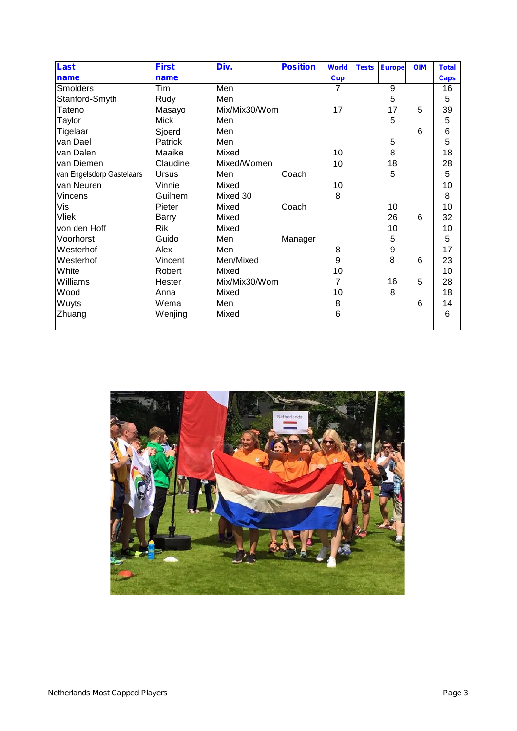| Last name | First name | Div. | Position | World Cup | Tests | Europe | OIM | Total Caps |
|---|---|---|---|---|---|---|---|---|
| Smolders | Tim | Men | | 7 | | 9 | | 16 |
| Stanford-Smyth | Rudy | Men | | | | 5 | | 5 |
| Tateno | Masayo | Mix/Mix30/Wom | | 17 | | 17 | 5 | 39 |
| Taylor | Mick | Men | | | | 5 | | 5 |
| Tigelaar | Sjoerd | Men | | | | | 6 | 6 |
| van Dael | Patrick | Men | | | | 5 | | 5 |
| van Dalen | Maaike | Mixed | | 10 | | 8 | | 18 |
| van Diemen | Claudine | Mixed/Women | | 10 | | 18 | | 28 |
| van Engelsdorp Gastelaars | Ursus | Men | Coach | | | 5 | | 5 |
| van Neuren | Vinnie | Mixed | | 10 | | | | 10 |
| Vincens | Guilhem | Mixed 30 | | 8 | | | | 8 |
| Vis | Pieter | Mixed | Coach | | | 10 | | 10 |
| Vliek | Barry | Mixed | | | | 26 | 6 | 32 |
| von den Hoff | Rik | Mixed | | | | 10 | | 10 |
| Voorhorst | Guido | Men | Manager | | | 5 | | 5 |
| Westerhof | Alex | Men | | 8 | | 9 | | 17 |
| Westerhof | Vincent | Men/Mixed | | 9 | | 8 | 6 | 23 |
| White | Robert | Mixed | | 10 | | | | 10 |
| Williams | Hester | Mix/Mix30/Wom | | 7 | | 16 | 5 | 28 |
| Wood | Anna | Mixed | | 10 | | 8 | | 18 |
| Wuyts | Wema | Men | | 8 | | | 6 | 14 |
| Zhuang | Wenjing | Mixed | | 6 | | | | 6 |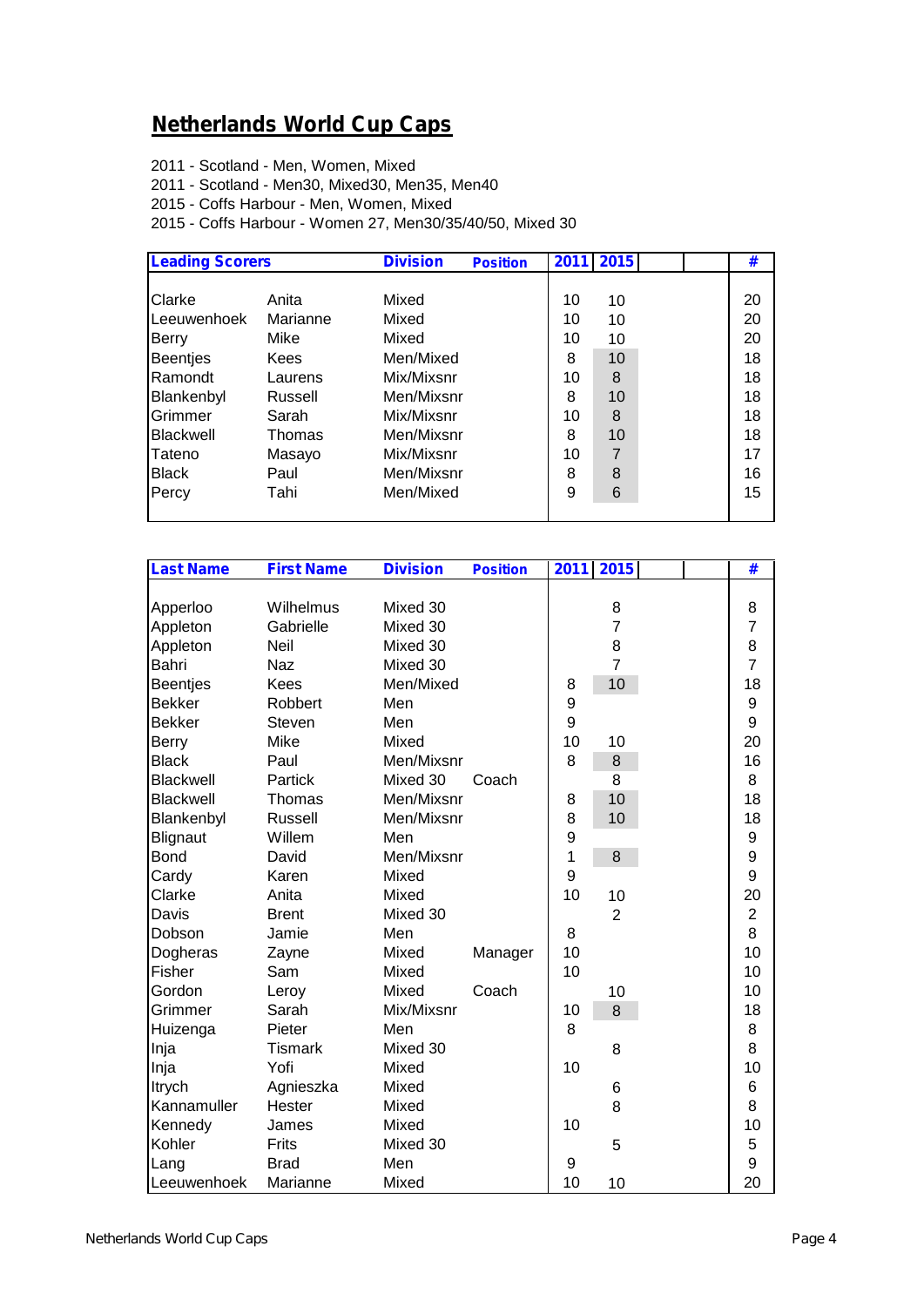## Netherlands World Cup Caps

2011 - Scotland - Men, Women, Mixed
2011 - Scotland - Men30, Mixed30, Men35, Men40
2015 - Coffs Harbour - Men, Women, Mixed
2015 - Coffs Harbour - Women 27, Men30/35/40/50, Mixed 30

| Leading Scorers | | Division | Position | 2011 | 2015 | | | # |
|---|---|---|---|---|---|---|---|---|
| Clarke | Anita | Mixed | | 10 | 10 | | | 20 |
| Leeuwenhoek | Marianne | Mixed | | 10 | 10 | | | 20 |
| Berry | Mike | Mixed | | 10 | 10 | | | 20 |
| Beentjes | Kees | Men/Mixed | | 8 | 10 | | | 18 |
| Ramondt | Laurens | Mix/Mixsnr | | 10 | 8 | | | 18 |
| Blankenbyl | Russell | Men/Mixsnr | | 8 | 10 | | | 18 |
| Grimmer | Sarah | Mix/Mixsnr | | 10 | 8 | | | 18 |
| Blackwell | Thomas | Men/Mixsnr | | 8 | 10 | | | 18 |
| Tateno | Masayo | Mix/Mixsnr | | 10 | 7 | | | 17 |
| Black | Paul | Men/Mixsnr | | 8 | 8 | | | 16 |
| Percy | Tahi | Men/Mixed | | 9 | 6 | | | 15 |

| Last Name | First Name | Division | Position | 2011 | 2015 | | | # |
|---|---|---|---|---|---|---|---|---|
| Apperloo | Wilhelmus | Mixed 30 | | | 8 | | | 8 |
| Appleton | Gabrielle | Mixed 30 | | | 7 | | | 7 |
| Appleton | Neil | Mixed 30 | | | 8 | | | 8 |
| Bahri | Naz | Mixed 30 | | | 7 | | | 7 |
| Beentjes | Kees | Men/Mixed | | 8 | 10 | | | 18 |
| Bekker | Robbert | Men | | 9 | | | | 9 |
| Bekker | Steven | Men | | 9 | | | | 9 |
| Berry | Mike | Mixed | | 10 | 10 | | | 20 |
| Black | Paul | Men/Mixsnr | | 8 | 8 | | | 16 |
| Blackwell | Partick | Mixed 30 | Coach | | 8 | | | 8 |
| Blackwell | Thomas | Men/Mixsnr | | 8 | 10 | | | 18 |
| Blankenbyl | Russell | Men/Mixsnr | | 8 | 10 | | | 18 |
| Blignaut | Willem | Men | | 9 | | | | 9 |
| Bond | David | Men/Mixsnr | | 1 | 8 | | | 9 |
| Cardy | Karen | Mixed | | 9 | | | | 9 |
| Clarke | Anita | Mixed | | 10 | 10 | | | 20 |
| Davis | Brent | Mixed 30 | | | 2 | | | 2 |
| Dobson | Jamie | Men | | 8 | | | | 8 |
| Dogheras | Zayne | Mixed | Manager | 10 | | | | 10 |
| Fisher | Sam | Mixed | | 10 | | | | 10 |
| Gordon | Leroy | Mixed | Coach | | 10 | | | 10 |
| Grimmer | Sarah | Mix/Mixsnr | | 10 | 8 | | | 18 |
| Huizenga | Pieter | Men | | 8 | | | | 8 |
| Inja | Tismark | Mixed 30 | | | 8 | | | 8 |
| Inja | Yofi | Mixed | | 10 | | | | 10 |
| Itrych | Agnieszka | Mixed | | | 6 | | | 6 |
| Kannamuller | Hester | Mixed | | | 8 | | | 8 |
| Kennedy | James | Mixed | | 10 | | | | 10 |
| Kohler | Frits | Mixed 30 | | | 5 | | | 5 |
| Lang | Brad | Men | | 9 | | | | 9 |
| Leeuwenhoek | Marianne | Mixed | | 10 | 10 | | | 20 |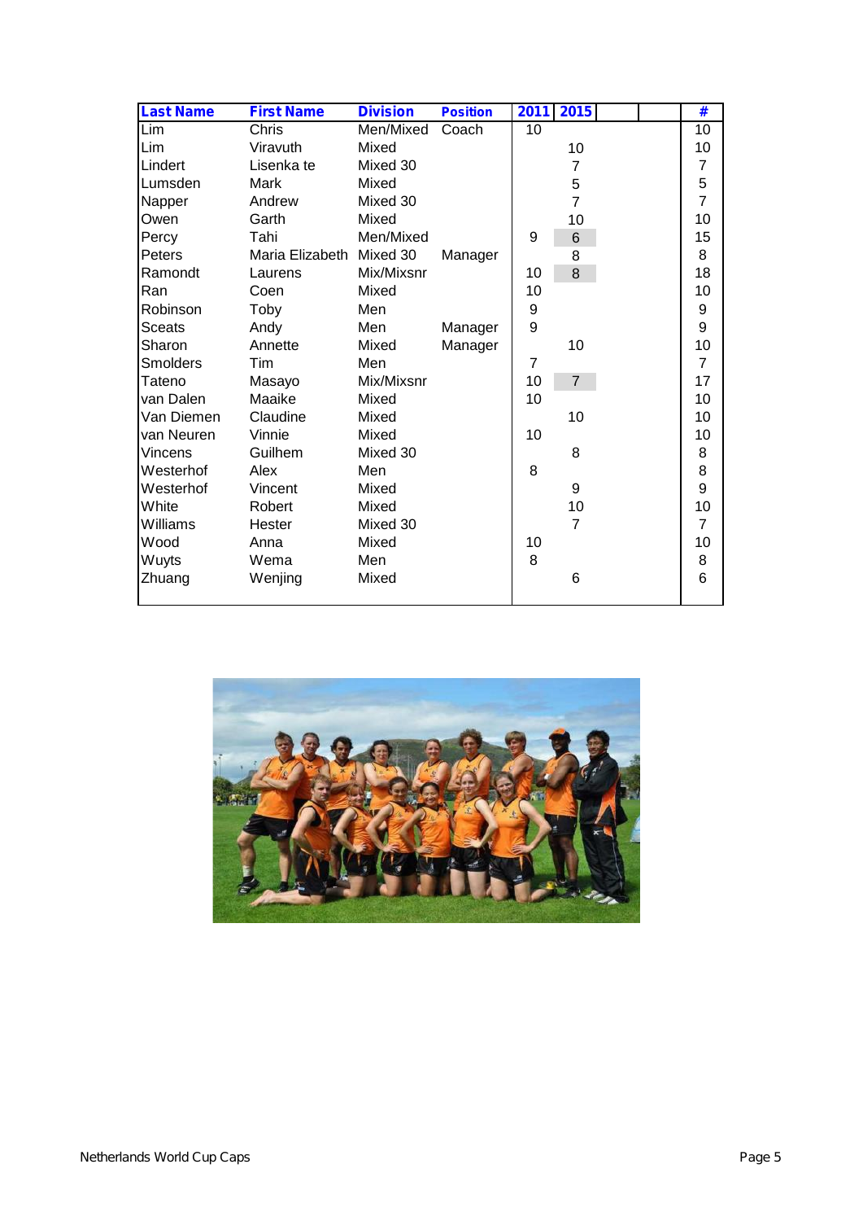| Last Name | First Name | Division | Position | 2011 | 2015 | | | # |
|---|---|---|---|---|---|---|---|---|
| Lim | Chris | Men/Mixed | Coach | 10 | | | | 10 |
| Lim | Viravuth | Mixed | | | 10 | | | 10 |
| Lindert | Lisenka te | Mixed 30 | | | 7 | | | 7 |
| Lumsden | Mark | Mixed | | | 5 | | | 5 |
| Napper | Andrew | Mixed 30 | | | 7 | | | 7 |
| Owen | Garth | Mixed | | | 10 | | | 10 |
| Percy | Tahi | Men/Mixed | | 9 | 6 | | | 15 |
| Peters | Maria Elizabeth | Mixed 30 | Manager | | 8 | | | 8 |
| Ramondt | Laurens | Mix/Mixsnr | | 10 | 8 | | | 18 |
| Ran | Coen | Mixed | | 10 | | | | 10 |
| Robinson | Toby | Men | | 9 | | | | 9 |
| Sceats | Andy | Men | Manager | 9 | | | | 9 |
| Sharon | Annette | Mixed | Manager | | 10 | | | 10 |
| Smolders | Tim | Men | | 7 | | | | 7 |
| Tateno | Masayo | Mix/Mixsnr | | 10 | 7 | | | 17 |
| van Dalen | Maaike | Mixed | | 10 | | | | 10 |
| Van Diemen | Claudine | Mixed | | | 10 | | | 10 |
| van Neuren | Vinnie | Mixed | | 10 | | | | 10 |
| Vincens | Guilhem | Mixed 30 | | | 8 | | | 8 |
| Westerhof | Alex | Men | | 8 | | | | 8 |
| Westerhof | Vincent | Mixed | | | 9 | | | 9 |
| White | Robert | Mixed | | | 10 | | | 10 |
| Williams | Hester | Mixed 30 | | | 7 | | | 7 |
| Wood | Anna | Mixed | | 10 | | | | 10 |
| Wuyts | Wema | Men | | 8 | | | | 8 |
| Zhuang | Wenjing | Mixed | | | 6 | | | 6 |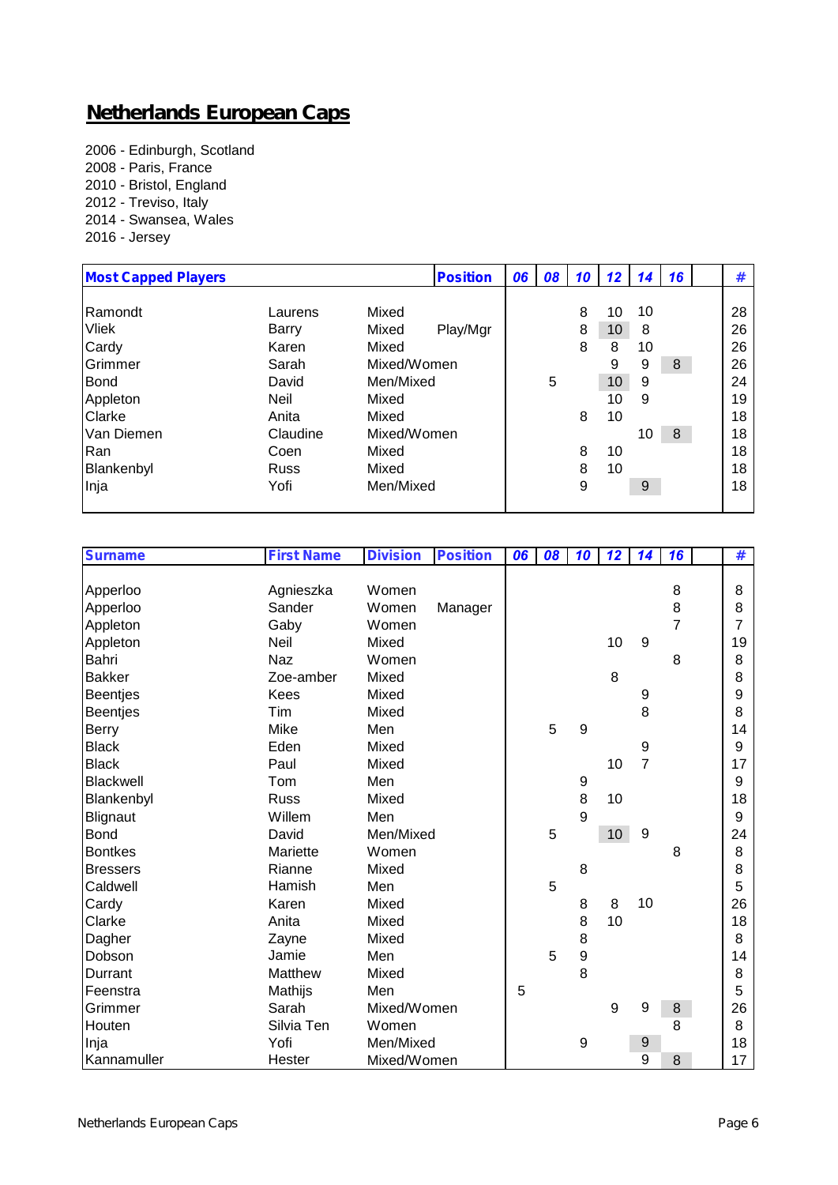# Netherlands European Caps

2006 - Edinburgh, Scotland
2008 - Paris, France
2010 - Bristol, England
2012 - Treviso, Italy
2014 - Swansea, Wales
2016 - Jersey

| Most Capped Players | | | Position | 06 | 08 | 10 | 12 | 14 | 16 | | # |
|---|---|---|---|---|---|---|---|---|---|---|---|
| Ramondt | Laurens | Mixed | | | | 8 | 10 | 10 | | | 28 |
| Vliek | Barry | Mixed | Play/Mgr | | | 8 | 10 | 8 | | | 26 |
| Cardy | Karen | Mixed | | | | 8 | 8 | 10 | | | 26 |
| Grimmer | Sarah | Mixed/Women | | | | | 9 | 9 | 8 | | 26 |
| Bond | David | Men/Mixed | | | 5 | | 10 | 9 | | | 24 |
| Appleton | Neil | Mixed | | | | | 10 | 9 | | | 19 |
| Clarke | Anita | Mixed | | | | 8 | 10 | | | | 18 |
| Van Diemen | Claudine | Mixed/Women | | | | | | 10 | 8 | | 18 |
| Ran | Coen | Mixed | | | | 8 | 10 | | | | 18 |
| Blankenbyl | Russ | Mixed | | | | 8 | 10 | | | | 18 |
| Inja | Yofi | Men/Mixed | | | | 9 | | 9 | | | 18 |

| Surname | First Name | Division | Position | 06 | 08 | 10 | 12 | 14 | 16 | | # |
|---|---|---|---|---|---|---|---|---|---|---|---|
| Apperloo | Agnieszka | Women | | | | | | | 8 | | 8 |
| Apperloo | Sander | Women | Manager | | | | | | 8 | | 8 |
| Appleton | Gaby | Women | | | | | | | 7 | | 7 |
| Appleton | Neil | Mixed | | | | | 10 | 9 | | | 19 |
| Bahri | Naz | Women | | | | | | | 8 | | 8 |
| Bakker | Zoe-amber | Mixed | | | | | 8 | | | | 8 |
| Beentjes | Kees | Mixed | | | | | | 9 | | | 9 |
| Beentjes | Tim | Mixed | | | | | | 8 | | | 8 |
| Berry | Mike | Men | | | 5 | 9 | | | | | 14 |
| Black | Eden | Mixed | | | | | | 9 | | | 9 |
| Black | Paul | Mixed | | | | | 10 | 7 | | | 17 |
| Blackwell | Tom | Men | | | | 9 | | | | | 9 |
| Blankenbyl | Russ | Mixed | | | | 8 | 10 | | | | 18 |
| Blignaut | Willem | Men | | | | 9 | | | | | 9 |
| Bond | David | Men/Mixed | | | 5 | | 10 | 9 | | | 24 |
| Bontkes | Mariette | Women | | | | | | | 8 | | 8 |
| Bressers | Rianne | Mixed | | | | 8 | | | | | 8 |
| Caldwell | Hamish | Men | | | 5 | | | | | | 5 |
| Cardy | Karen | Mixed | | | | 8 | 8 | 10 | | | 26 |
| Clarke | Anita | Mixed | | | | 8 | 10 | | | | 18 |
| Dagher | Zayne | Mixed | | | | 8 | | | | | 8 |
| Dobson | Jamie | Men | | | 5 | 9 | | | | | 14 |
| Durrant | Matthew | Mixed | | | | 8 | | | | | 8 |
| Feenstra | Mathijs | Men | | 5 | | | | | | | 5 |
| Grimmer | Sarah | Mixed/Women | | | | | 9 | 9 | 8 | | 26 |
| Houten | Silvia Ten | Women | | | | | | | 8 | | 8 |
| Inja | Yofi | Men/Mixed | | | | 9 | | 9 | | | 18 |
| Kannamuller | Hester | Mixed/Women | | | | | | 9 | 8 | | 17 |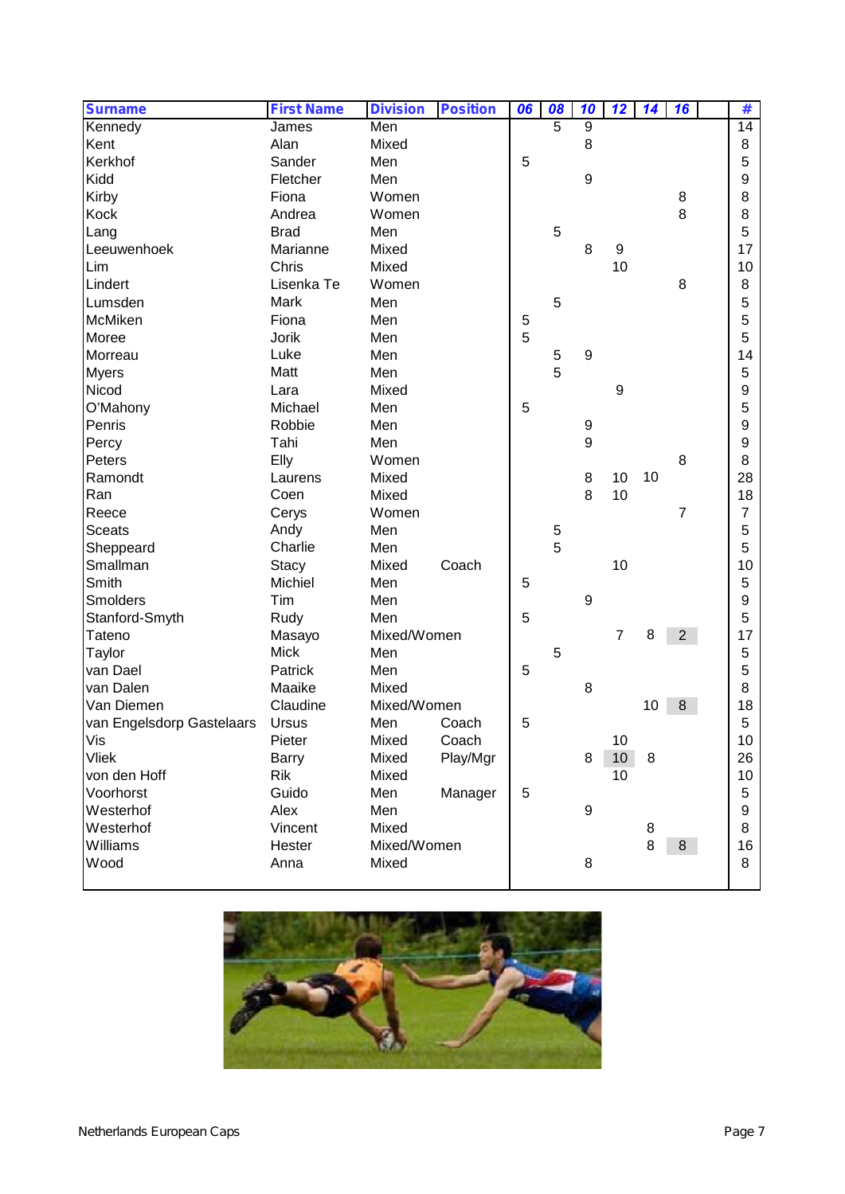| Surname | First Name | Division | Position | 06 | 08 | 10 | 12 | 14 | 16 | | # |
|---|---|---|---|---|---|---|---|---|---|---|---|
| Kennedy | James | Men | | | 5 | 9 | | | | | 14 |
| Kent | Alan | Mixed | | | | 8 | | | | | 8 |
| Kerkhof | Sander | Men | | 5 | | | | | | | 5 |
| Kidd | Fletcher | Men | | | | 9 | | | | | 9 |
| Kirby | Fiona | Women | | | | | | | 8 | | 8 |
| Kock | Andrea | Women | | | | | | | 8 | | 8 |
| Lang | Brad | Men | | | 5 | | | | | | 5 |
| Leeuwenhoek | Marianne | Mixed | | | | 8 | 9 | | | | 17 |
| Lim | Chris | Mixed | | | | | 10 | | | | 10 |
| Lindert | Lisenka Te | Women | | | | | | | 8 | | 8 |
| Lumsden | Mark | Men | | | 5 | | | | | | 5 |
| McMiken | Fiona | Men | | 5 | | | | | | | 5 |
| Moree | Jorik | Men | | 5 | | | | | | | 5 |
| Morreau | Luke | Men | | | 5 | 9 | | | | | 14 |
| Myers | Matt | Men | | | 5 | | | | | | 5 |
| Nicod | Lara | Mixed | | | | | 9 | | | | 9 |
| O'Mahony | Michael | Men | | 5 | | | | | | | 5 |
| Penris | Robbie | Men | | | | 9 | | | | | 9 |
| Percy | Tahi | Men | | | | 9 | | | | | 9 |
| Peters | Elly | Women | | | | | | | 8 | | 8 |
| Ramondt | Laurens | Mixed | | | | 8 | 10 | 10 | | | 28 |
| Ran | Coen | Mixed | | | | 8 | 10 | | | | 18 |
| Reece | Cerys | Women | | | | | | | 7 | | 7 |
| Sceats | Andy | Men | | | 5 | | | | | | 5 |
| Sheppeard | Charlie | Men | | | 5 | | | | | | 5 |
| Smallman | Stacy | Mixed | Coach | | | | 10 | | | | 10 |
| Smith | Michiel | Men | | 5 | | | | | | | 5 |
| Smolders | Tim | Men | | | | 9 | | | | | 9 |
| Stanford-Smyth | Rudy | Men | | 5 | | | | | | | 5 |
| Tateno | Masayo | Mixed/Women | | | | | 7 | 8 | 2 | | 17 |
| Taylor | Mick | Men | | | 5 | | | | | | 5 |
| van Dael | Patrick | Men | | 5 | | | | | | | 5 |
| van Dalen | Maaike | Mixed | | | | 8 | | | | | 8 |
| Van Diemen | Claudine | Mixed/Women | | | | | | 10 | 8 | | 18 |
| van Engelsdorp Gastelaars | Ursus | Men | Coach | 5 | | | | | | | 5 |
| Vis | Pieter | Mixed | Coach | | | | 10 | | | | 10 |
| Vliek | Barry | Mixed | Play/Mgr | | | 8 | 10 | 8 | | | 26 |
| von den Hoff | Rik | Mixed | | | | | 10 | | | | 10 |
| Voorhorst | Guido | Men | Manager | 5 | | | | | | | 5 |
| Westerhof | Alex | Men | | | | 9 | | | | | 9 |
| Westerhof | Vincent | Mixed | | | | | | 8 | | | 8 |
| Williams | Hester | Mixed/Women | | | | | | 8 | 8 | | 16 |
| Wood | Anna | Mixed | | | | 8 | | | | | 8 |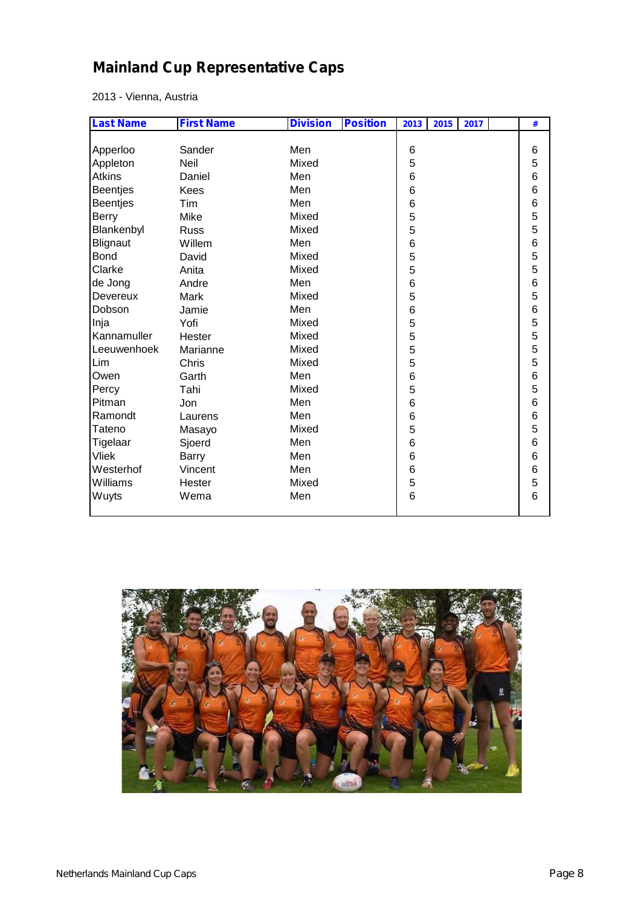# Mainland Cup Representative Caps

2013 - Vienna, Austria

| Last Name | First Name | Division | Position | 2013 | 2015 | 2017 | | # |
|---|---|---|---|---|---|---|---|---|
| Apperloo | Sander | Men | | 6 | | | | 6 |
| Appleton | Neil | Mixed | | 5 | | | | 5 |
| Atkins | Daniel | Men | | 6 | | | | 6 |
| Beentjes | Kees | Men | | 6 | | | | 6 |
| Beentjes | Tim | Men | | 6 | | | | 6 |
| Berry | Mike | Mixed | | 5 | | | | 5 |
| Blankenbyl | Russ | Mixed | | 5 | | | | 5 |
| Blignaut | Willem | Men | | 6 | | | | 6 |
| Bond | David | Mixed | | 5 | | | | 5 |
| Clarke | Anita | Mixed | | 5 | | | | 5 |
| de Jong | Andre | Men | | 6 | | | | 6 |
| Devereux | Mark | Mixed | | 5 | | | | 5 |
| Dobson | Jamie | Men | | 6 | | | | 6 |
| Inja | Yofi | Mixed | | 5 | | | | 5 |
| Kannamuller | Hester | Mixed | | 5 | | | | 5 |
| Leeuwenhoek | Marianne | Mixed | | 5 | | | | 5 |
| Lim | Chris | Mixed | | 5 | | | | 5 |
| Owen | Garth | Men | | 6 | | | | 6 |
| Percy | Tahi | Mixed | | 5 | | | | 5 |
| Pitman | Jon | Men | | 6 | | | | 6 |
| Ramondt | Laurens | Men | | 6 | | | | 6 |
| Tateno | Masayo | Mixed | | 5 | | | | 5 |
| Tigelaar | Sjoerd | Men | | 6 | | | | 6 |
| Vliek | Barry | Men | | 6 | | | | 6 |
| Westerhof | Vincent | Men | | 6 | | | | 6 |
| Williams | Hester | Mixed | | 5 | | | | 5 |
| Wuyts | Wema | Men | | 6 | | | | 6 |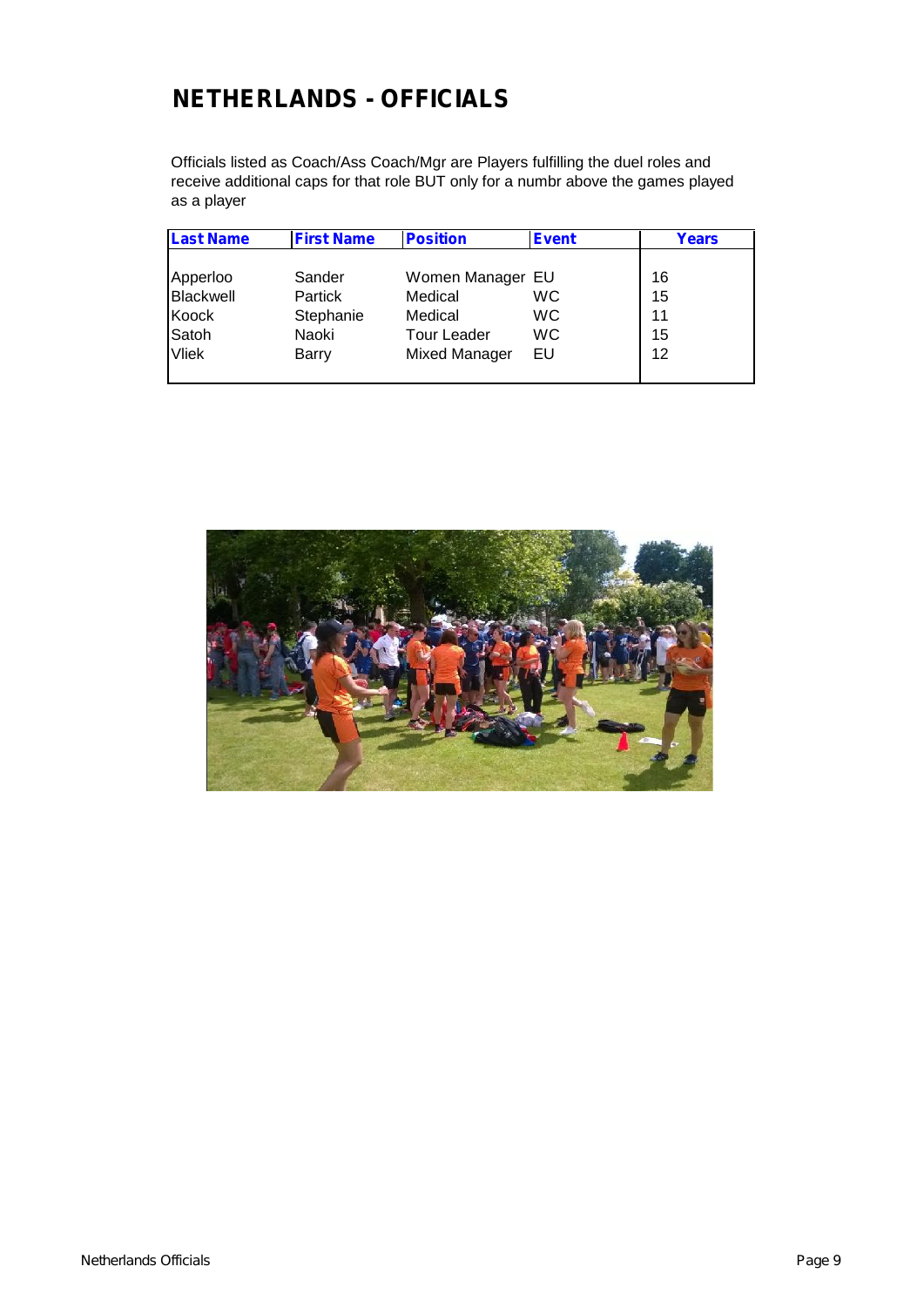# NETHERLANDS - OFFICIALS

Officials listed as Coach/Ass Coach/Mgr are Players fulfilling the duel roles and receive additional caps for that role BUT only for a numbr above the games played as a player

| Last Name | First Name | Position | Event | Years |
|---|---|---|---|---|
| Apperloo | Sander | Women Manager | EU | 16 |
| Blackwell | Partick | Medical | WC | 15 |
| Koock | Stephanie | Medical | WC | 11 |
| Satoh | Naoki | Tour Leader | WC | 15 |
| Vliek | Barry | Mixed Manager | EU | 12 |